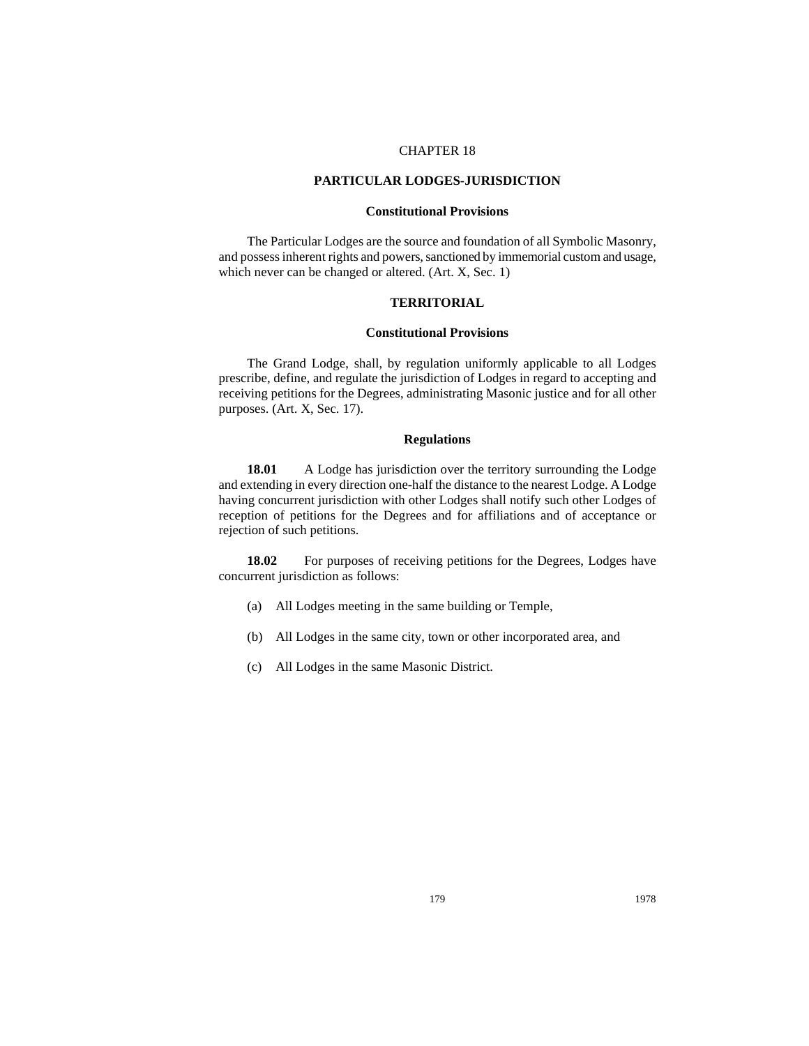# CHAPTER 18

## PARTICULAR LODGES-JURISDICTION

### Constitutional Provisions

The Particular Lodges are the source and foundation of all Symbolic Masonry, and possess inherent rights and powers, sanctioned by immemorial custom and usage, which never can be changed or altered. (Art. X, Sec. 1)

## TERRITORIAL

### Constitutional Provisions

The Grand Lodge, shall, by regulation uniformly applicable to all Lodges prescribe, define, and regulate the jurisdiction of Lodges in regard to accepting and receiving petitions for the Degrees, administrating Masonic justice and for all other purposes. (Art. X, Sec. 17).

### Regulations

**18.01** A Lodge has jurisdiction over the territory surrounding the Lodge and extending in every direction one-half the distance to the nearest Lodge. A Lodge having concurrent jurisdiction with other Lodges shall notify such other Lodges of reception of petitions for the Degrees and for affiliations and of acceptance or rejection of such petitions.

**18.02** For purposes of receiving petitions for the Degrees, Lodges have concurrent jurisdiction as follows:

(a) All Lodges meeting in the same building or Temple,

(b) All Lodges in the same city, town or other incorporated area, and

(c) All Lodges in the same Masonic District.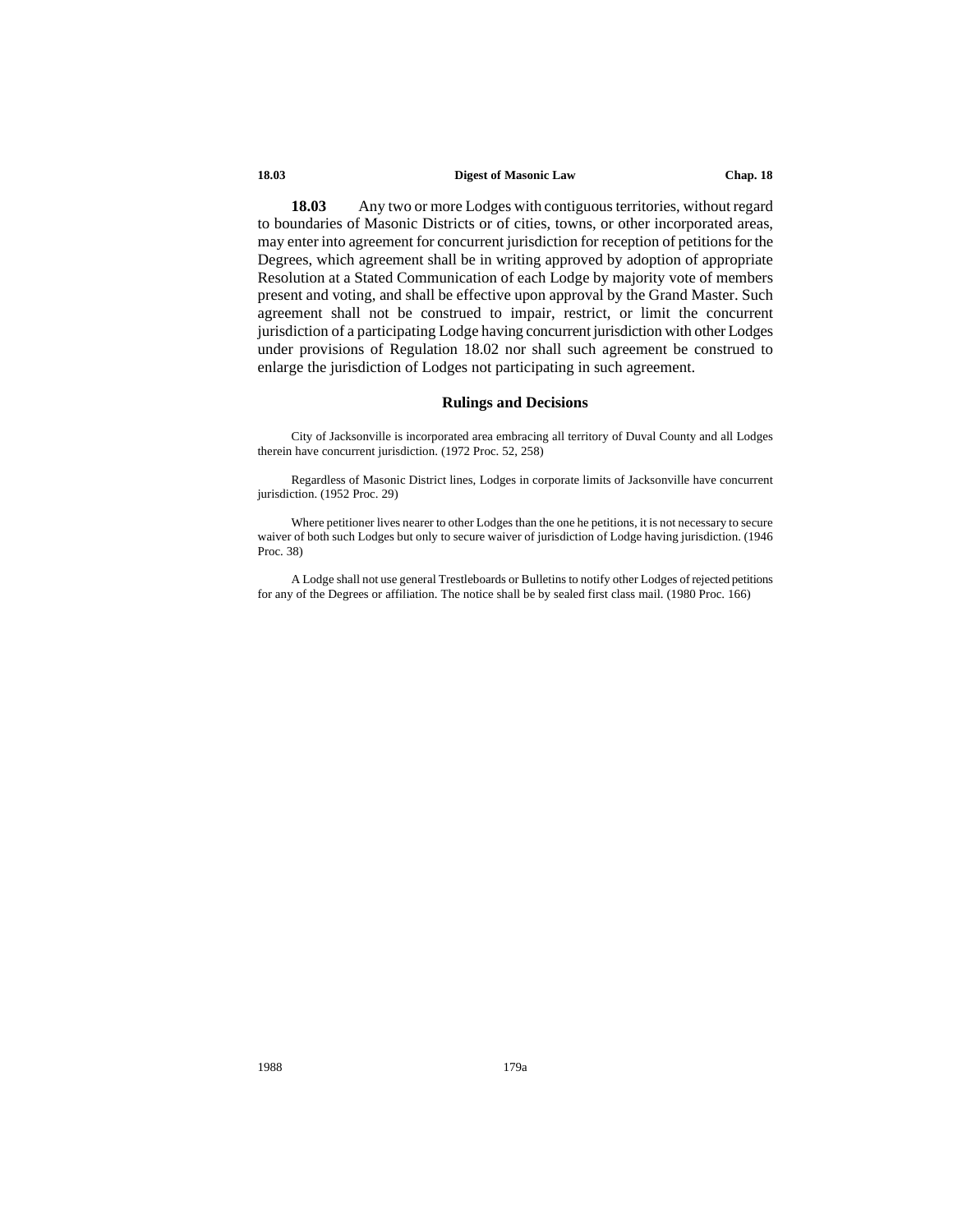**18.03** Any two or more Lodges with contiguous territories, without regard to boundaries of Masonic Districts or of cities, towns, or other incorporated areas, may enter into agreement for concurrent jurisdiction for reception of petitions for the Degrees, which agreement shall be in writing approved by adoption of appropriate Resolution at a Stated Communication of each Lodge by majority vote of members present and voting, and shall be effective upon approval by the Grand Master. Such agreement shall not be construed to impair, restrict, or limit the concurrent jurisdiction of a participating Lodge having concurrent jurisdiction with other Lodges under provisions of Regulation 18.02 nor shall such agreement be construed to enlarge the jurisdiction of Lodges not participating in such agreement.

### Rulings and Decisions

City of Jacksonville is incorporated area embracing all territory of Duval County and all Lodges therein have concurrent jurisdiction. (1972 Proc. 52, 258)

Regardless of Masonic District lines, Lodges in corporate limits of Jacksonville have concurrent jurisdiction. (1952 Proc. 29)

Where petitioner lives nearer to other Lodges than the one he petitions, it is not necessary to secure waiver of both such Lodges but only to secure waiver of jurisdiction of Lodge having jurisdiction. (1946 Proc. 38)

A Lodge shall not use general Trestleboards or Bulletins to notify other Lodges of rejected petitions for any of the Degrees or affiliation. The notice shall be by sealed first class mail. (1980 Proc. 166)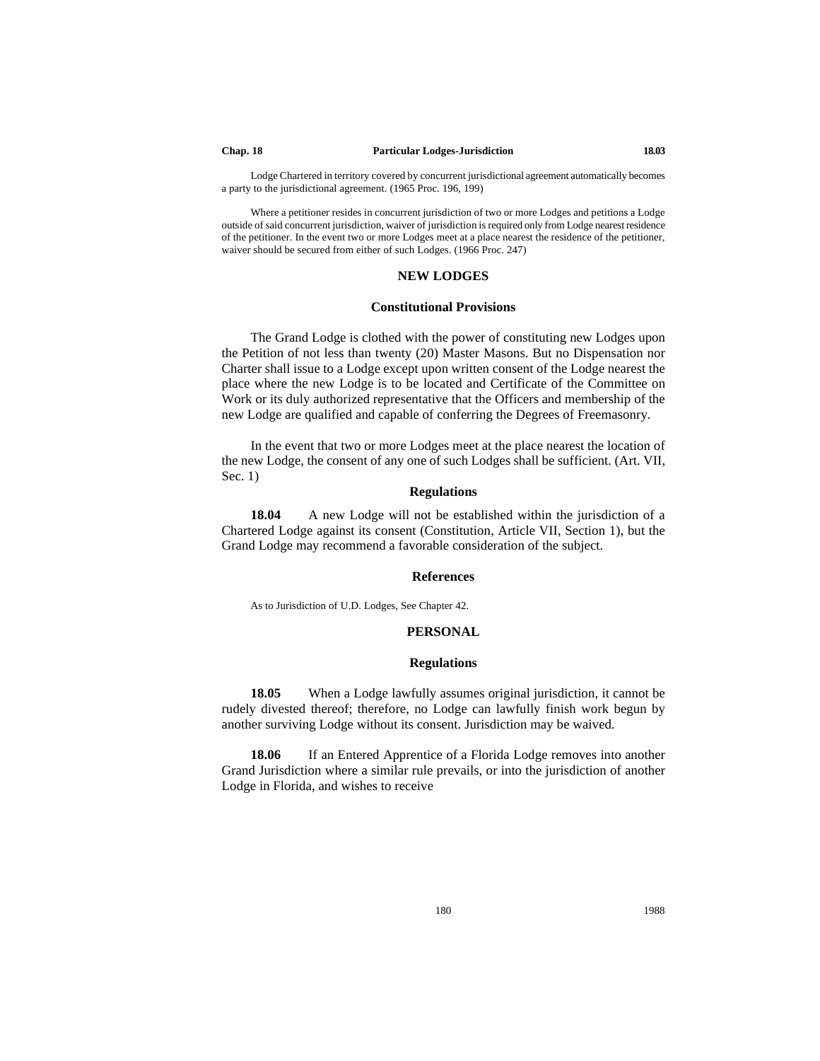Lodge Chartered in territory covered by concurrent jurisdictional agreement automatically becomes a party to the jurisdictional agreement. (1965 Proc. 196, 199)

Where a petitioner resides in concurrent jurisdiction of two or more Lodges and petitions a Lodge outside of said concurrent jurisdiction, waiver of jurisdiction is required only from Lodge nearest residence of the petitioner. In the event two or more Lodges meet at a place nearest the residence of the petitioner, waiver should be secured from either of such Lodges. (1966 Proc. 247)

## NEW LODGES

### Constitutional Provisions

The Grand Lodge is clothed with the power of constituting new Lodges upon the Petition of not less than twenty (20) Master Masons. But no Dispensation nor Charter shall issue to a Lodge except upon written consent of the Lodge nearest the place where the new Lodge is to be located and Certificate of the Committee on Work or its duly authorized representative that the Officers and membership of the new Lodge are qualified and capable of conferring the Degrees of Freemasonry.

In the event that two or more Lodges meet at the place nearest the location of the new Lodge, the consent of any one of such Lodges shall be sufficient. (Art. VII, Sec. 1)

### Regulations

**18.04** A new Lodge will not be established within the jurisdiction of a Chartered Lodge against its consent (Constitution, Article VII, Section 1), but the Grand Lodge may recommend a favorable consideration of the subject.

### References

As to Jurisdiction of U.D. Lodges, See Chapter 42.

## PERSONAL

### Regulations

**18.05** When a Lodge lawfully assumes original jurisdiction, it cannot be rudely divested thereof; therefore, no Lodge can lawfully finish work begun by another surviving Lodge without its consent. Jurisdiction may be waived.

**18.06** If an Entered Apprentice of a Florida Lodge removes into another Grand Jurisdiction where a similar rule prevails, or into the jurisdiction of another Lodge in Florida, and wishes to receive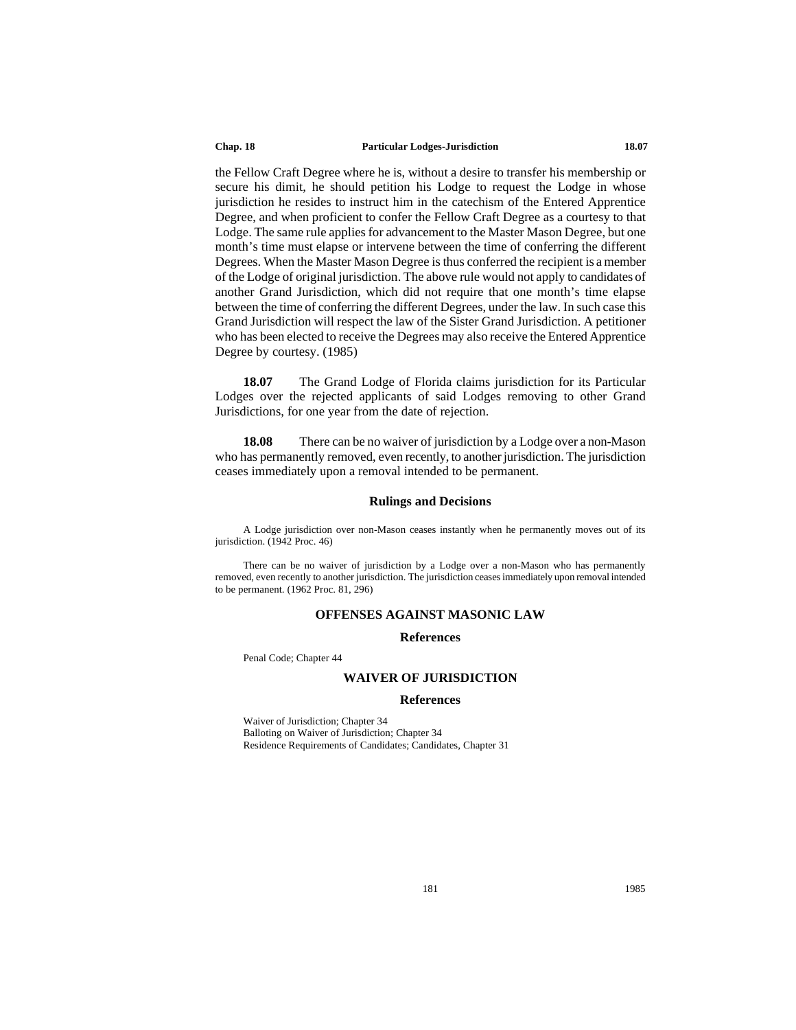the Fellow Craft Degree where he is, without a desire to transfer his membership or secure his dimit, he should petition his Lodge to request the Lodge in whose jurisdiction he resides to instruct him in the catechism of the Entered Apprentice Degree, and when proficient to confer the Fellow Craft Degree as a courtesy to that Lodge. The same rule applies for advancement to the Master Mason Degree, but one month's time must elapse or intervene between the time of conferring the different Degrees. When the Master Mason Degree is thus conferred the recipient is a member of the Lodge of original jurisdiction. The above rule would not apply to candidates of another Grand Jurisdiction, which did not require that one month's time elapse between the time of conferring the different Degrees, under the law. In such case this Grand Jurisdiction will respect the law of the Sister Grand Jurisdiction. A petitioner who has been elected to receive the Degrees may also receive the Entered Apprentice Degree by courtesy. (1985)

**18.07** The Grand Lodge of Florida claims jurisdiction for its Particular Lodges over the rejected applicants of said Lodges removing to other Grand Jurisdictions, for one year from the date of rejection.

**18.08** There can be no waiver of jurisdiction by a Lodge over a non-Mason who has permanently removed, even recently, to another jurisdiction. The jurisdiction ceases immediately upon a removal intended to be permanent.

### Rulings and Decisions

A Lodge jurisdiction over non-Mason ceases instantly when he permanently moves out of its jurisdiction. (1942 Proc. 46)

There can be no waiver of jurisdiction by a Lodge over a non-Mason who has permanently removed, even recently to another jurisdiction. The jurisdiction ceases immediately upon removal intended to be permanent. (1962 Proc. 81, 296)

## OFFENSES AGAINST MASONIC LAW

### References

Penal Code; Chapter 44

## WAIVER OF JURISDICTION

### References

Waiver of Jurisdiction; Chapter 34
Balloting on Waiver of Jurisdiction; Chapter 34
Residence Requirements of Candidates; Candidates, Chapter 31